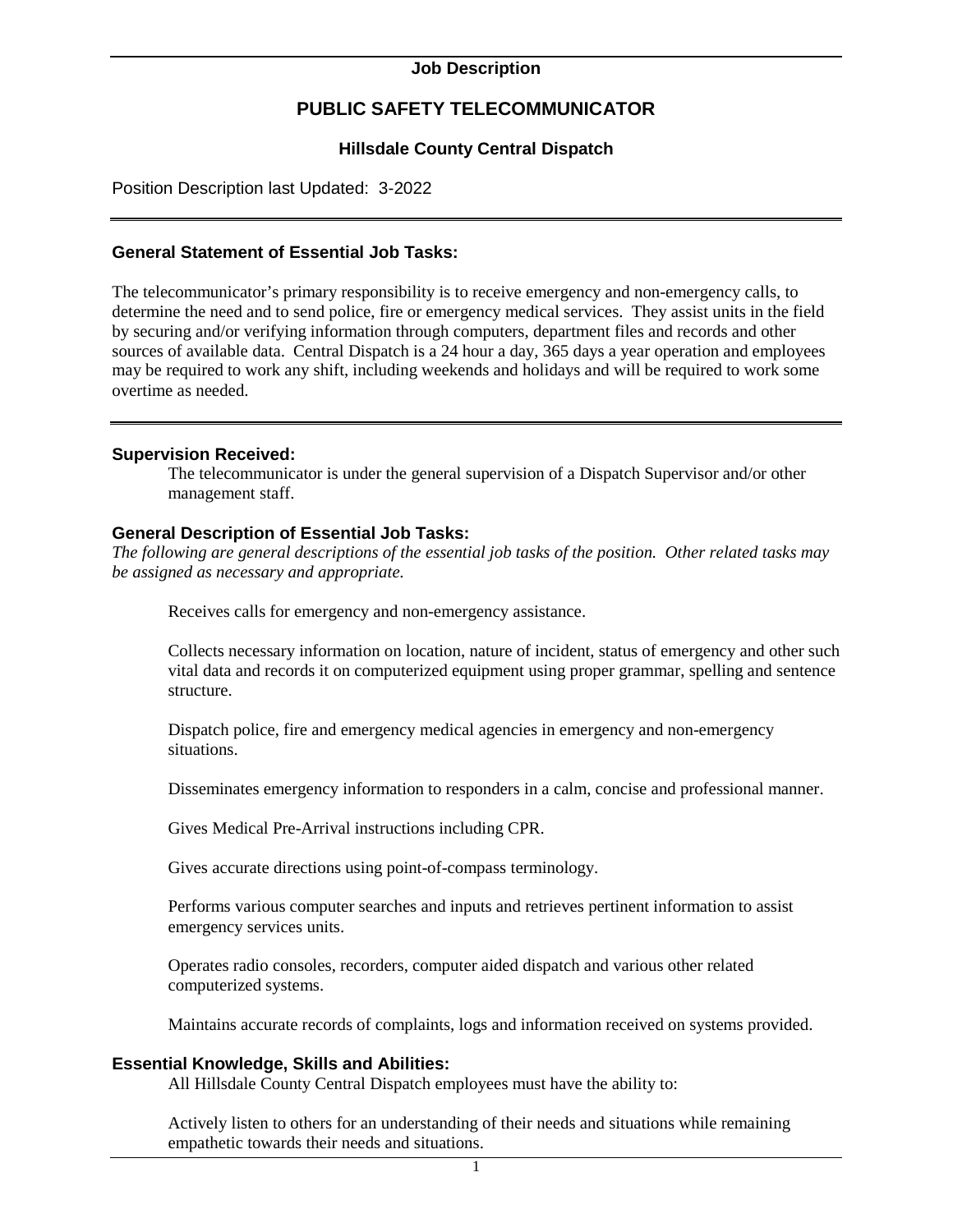**Job Description**

# PUBLIC SAFETY TELECOMMUNICATOR

### Hillsdale County Central Dispatch

Position Description last Updated: 3-2022

---

### General Statement of Essential Job Tasks:

The telecommunicator's primary responsibility is to receive emergency and non-emergency calls, to determine the need and to send police, fire or emergency medical services. They assist units in the field by securing and/or verifying information through computers, department files and records and other sources of available data. Central Dispatch is a 24 hour a day, 365 days a year operation and employees may be required to work any shift, including weekends and holidays and will be required to work some overtime as needed.

---

### Supervision Received:

The telecommunicator is under the general supervision of a Dispatch Supervisor and/or other management staff.

### General Description of Essential Job Tasks:

*The following are general descriptions of the essential job tasks of the position. Other related tasks may be assigned as necessary and appropriate.*

Receives calls for emergency and non-emergency assistance.

Collects necessary information on location, nature of incident, status of emergency and other such vital data and records it on computerized equipment using proper grammar, spelling and sentence structure.

Dispatch police, fire and emergency medical agencies in emergency and non-emergency situations.

Disseminates emergency information to responders in a calm, concise and professional manner.

Gives Medical Pre-Arrival instructions including CPR.

Gives accurate directions using point-of-compass terminology.

Performs various computer searches and inputs and retrieves pertinent information to assist emergency services units.

Operates radio consoles, recorders, computer aided dispatch and various other related computerized systems.

Maintains accurate records of complaints, logs and information received on systems provided.

### Essential Knowledge, Skills and Abilities:

All Hillsdale County Central Dispatch employees must have the ability to:

Actively listen to others for an understanding of their needs and situations while remaining empathetic towards their needs and situations.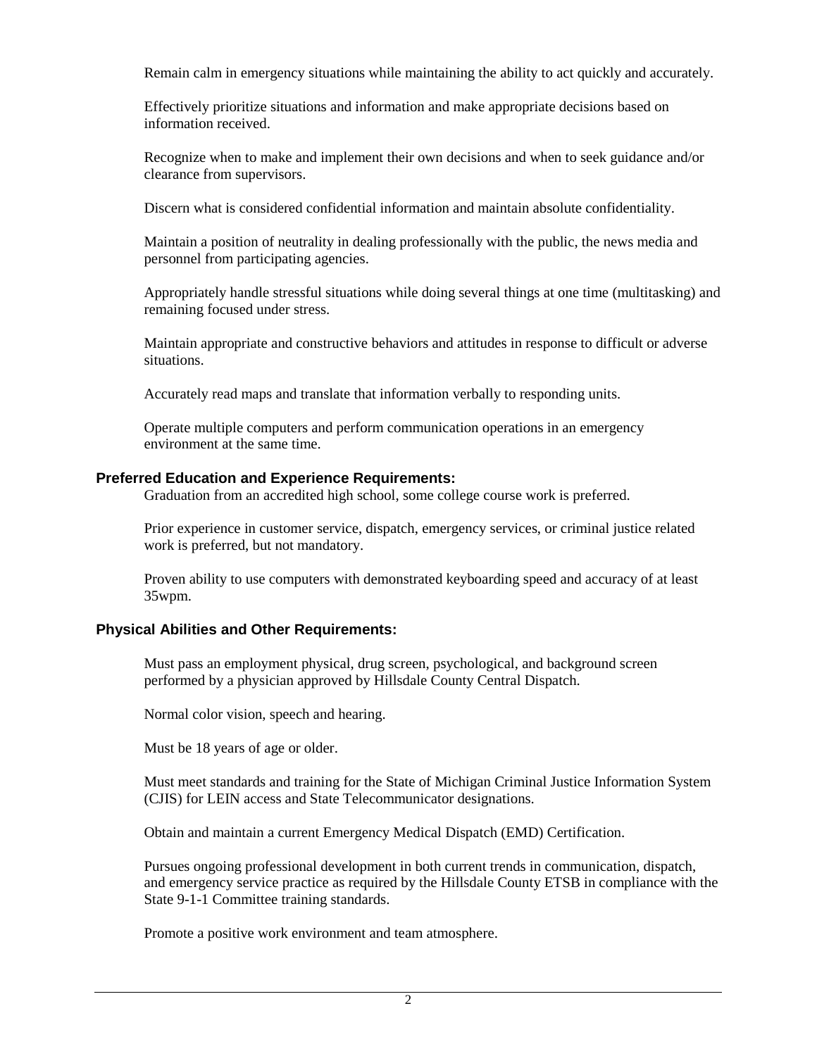Remain calm in emergency situations while maintaining the ability to act quickly and accurately.

Effectively prioritize situations and information and make appropriate decisions based on information received.

Recognize when to make and implement their own decisions and when to seek guidance and/or clearance from supervisors.

Discern what is considered confidential information and maintain absolute confidentiality.

Maintain a position of neutrality in dealing professionally with the public, the news media and personnel from participating agencies.

Appropriately handle stressful situations while doing several things at one time (multitasking) and remaining focused under stress.

Maintain appropriate and constructive behaviors and attitudes in response to difficult or adverse situations.

Accurately read maps and translate that information verbally to responding units.

Operate multiple computers and perform communication operations in an emergency environment at the same time.

### Preferred Education and Experience Requirements:

Graduation from an accredited high school, some college course work is preferred.

Prior experience in customer service, dispatch, emergency services, or criminal justice related work is preferred, but not mandatory.

Proven ability to use computers with demonstrated keyboarding speed and accuracy of at least 35wpm.

### Physical Abilities and Other Requirements:

Must pass an employment physical, drug screen, psychological, and background screen performed by a physician approved by Hillsdale County Central Dispatch.

Normal color vision, speech and hearing.

Must be 18 years of age or older.

Must meet standards and training for the State of Michigan Criminal Justice Information System (CJIS) for LEIN access and State Telecommunicator designations.

Obtain and maintain a current Emergency Medical Dispatch (EMD) Certification.

Pursues ongoing professional development in both current trends in communication, dispatch, and emergency service practice as required by the Hillsdale County ETSB in compliance with the State 9-1-1 Committee training standards.

Promote a positive work environment and team atmosphere.